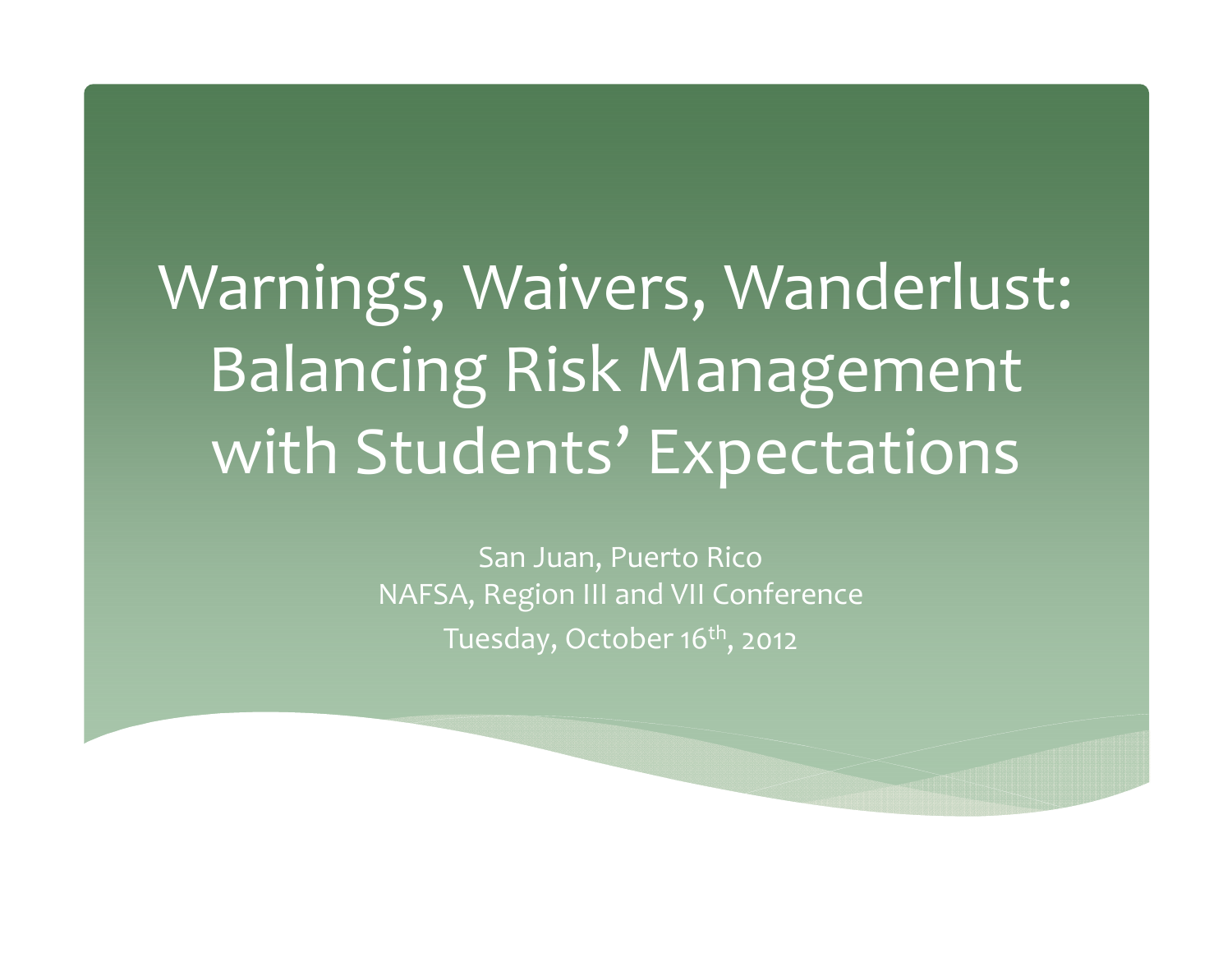# Warnings, Waivers, Wanderlust: Balancing Risk Management with Students' Expectations

San Juan, Puerto Rico

NAFSA, Region III and VII Conference

Tuesday, October 16th, 2012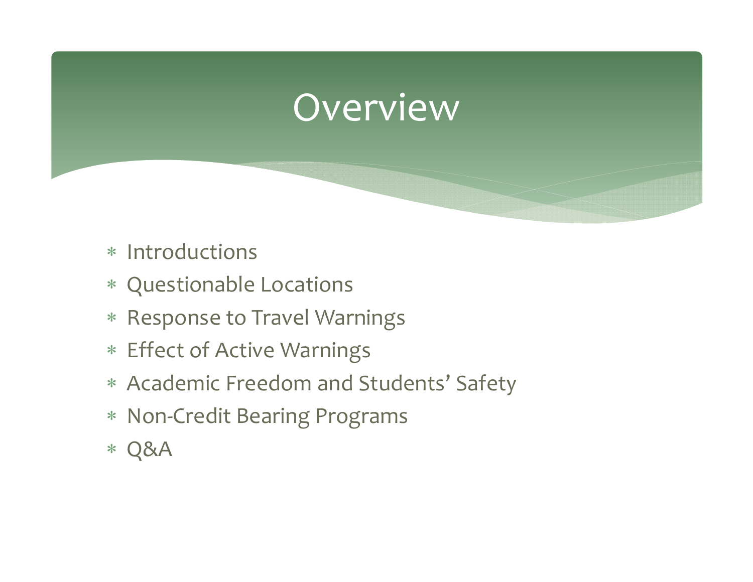# Overview

* Introductions
* Questionable Locations
* Response to Travel Warnings
* Effect of Active Warnings
* Academic Freedom and Students' Safety
* Non-Credit Bearing Programs
* Q&A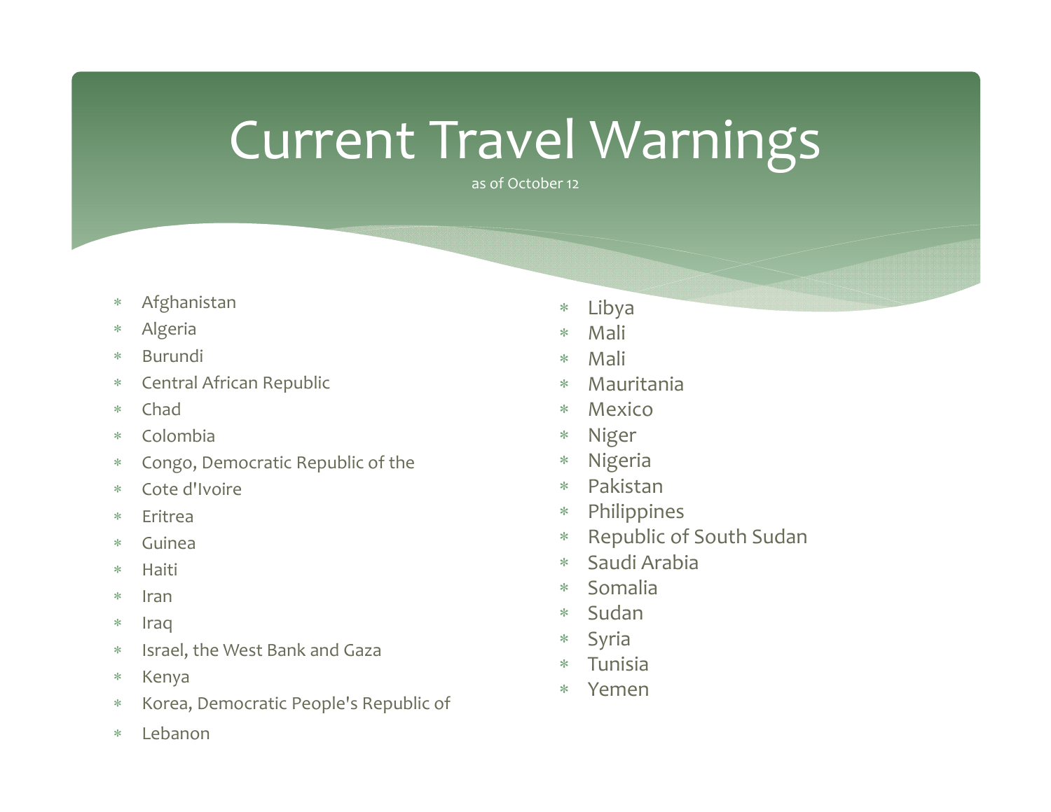# Current Travel Warnings

as of October 12

- Afghanistan
- Algeria
- Burundi
- Central African Republic
- Chad
- Colombia
- Congo, Democratic Republic of the
- Cote d'Ivoire
- Eritrea
- Guinea
- Haiti
- Iran
- Iraq
- Israel, the West Bank and Gaza
- Kenya
- Korea, Democratic People's Republic of
- Lebanon
- Libya
- Mali
- Mali
- Mauritania
- Mexico
- Niger
- Nigeria
- Pakistan
- Philippines
- Republic of South Sudan
- Saudi Arabia
- Somalia
- Sudan
- Syria
- Tunisia
- Yemen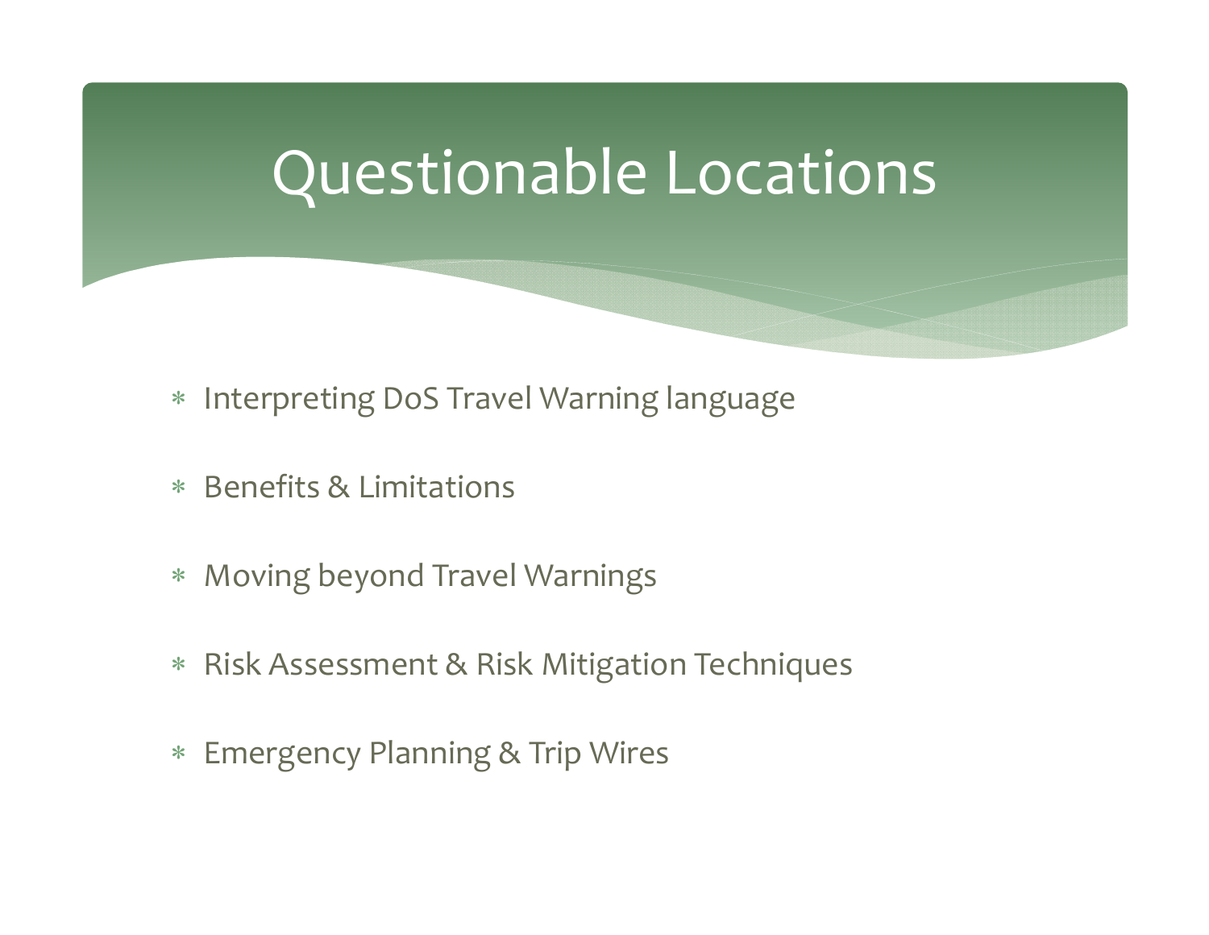# Questionable Locations

- Interpreting DoS Travel Warning language
- Benefits & Limitations
- Moving beyond Travel Warnings
- Risk Assessment & Risk Mitigation Techniques
- Emergency Planning & Trip Wires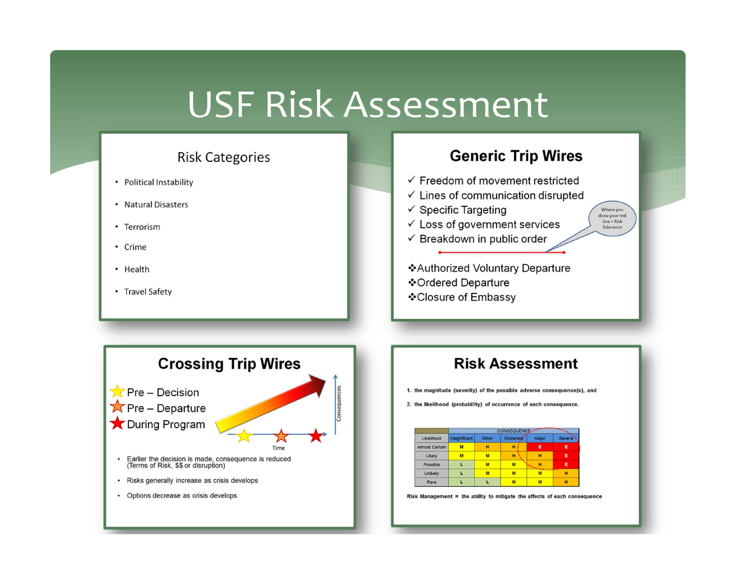# USF Risk Assessment

## Risk Categories

- Political Instability
- Natural Disasters
- Terrorism
- Crime
- Health
- Travel Safety

## Generic Trip Wires

✓ Freedom of movement restricted
✓ Lines of communication disrupted
✓ Specific Targeting
✓ Loss of government services
✓ Breakdown in public order

Where you draw your red line = Risk Tolerance

❖Authorized Voluntary Departure
❖Ordered Departure
❖Closure of Embassy

## Crossing Trip Wires

- Pre – Decision
- Pre – Departure
- During Program

Consequences

Time

- Earlier the decision is made, consequence is reduced (Terms of Risk, $$ or disruption)
- Risks generally increase as crisis develops
- Options decrease as crisis develops

## Risk Assessment

1. the magnitude (severity) of the possible adverse consequence(s), and
2. the likelihood (probability) of occurrence of each consequence.

| | CONSEQUENCE | | | | |
|---|---|---|---|---|---|
| Likelihood | Insignificant | Minor | Moderate | Major | Severe |
| Almost Certain | M | H | H | E | E |
| Likely | M | M | H | H | E |
| Possible | L | M | M | H | E |
| Unlikely | L | M | M | M | H |
| Rare | L | L | M | M | H |

Risk Management = the ability to mitigate the affects of each consequence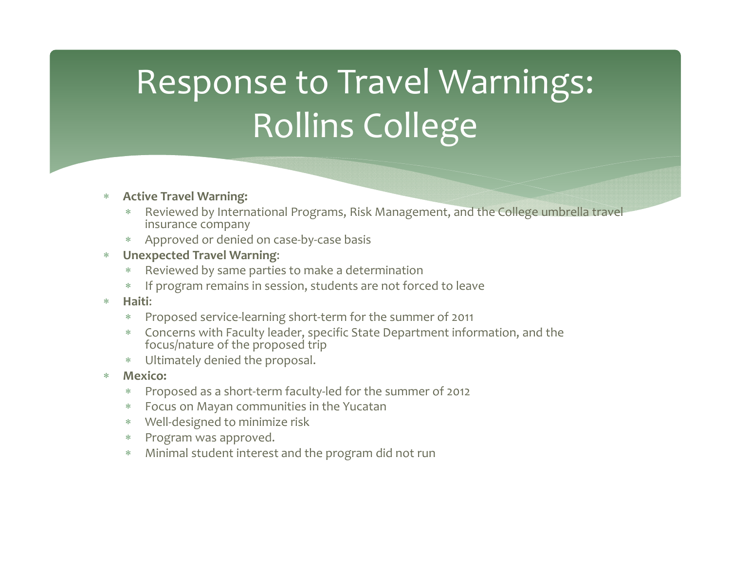# Response to Travel Warnings: Rollins College

- **Active Travel Warning:**
  - Reviewed by International Programs, Risk Management, and the College umbrella travel insurance company
  - Approved or denied on case-by-case basis
- **Unexpected Travel Warning**:
  - Reviewed by same parties to make a determination
  - If program remains in session, students are not forced to leave
- **Haiti**:
  - Proposed service-learning short-term for the summer of 2011
  - Concerns with Faculty leader, specific State Department information, and the focus/nature of the proposed trip
  - Ultimately denied the proposal.
- **Mexico:**
  - Proposed as a short-term faculty-led for the summer of 2012
  - Focus on Mayan communities in the Yucatan
  - Well-designed to minimize risk
  - Program was approved.
  - Minimal student interest and the program did not run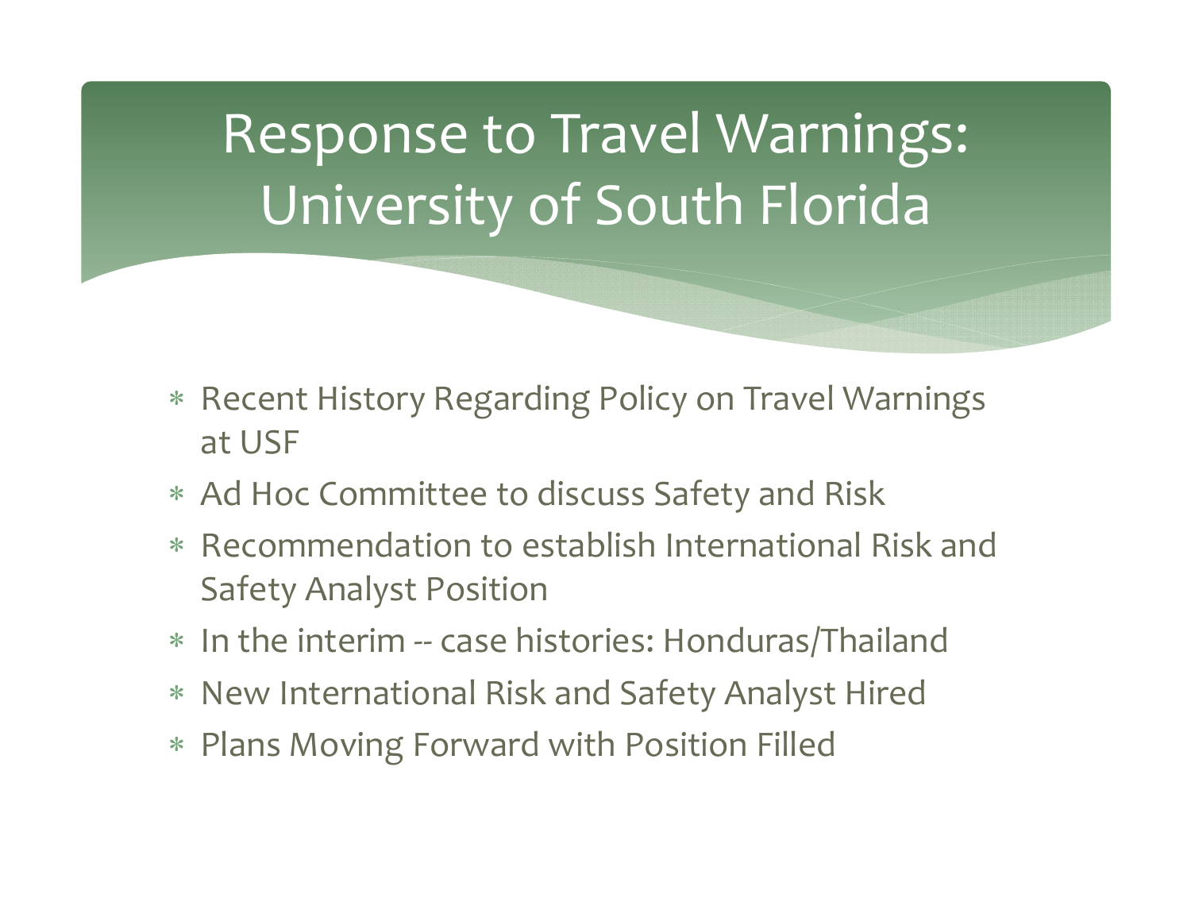# Response to Travel Warnings: University of South Florida

- Recent History Regarding Policy on Travel Warnings at USF
- Ad Hoc Committee to discuss Safety and Risk
- Recommendation to establish International Risk and Safety Analyst Position
- In the interim -- case histories: Honduras/Thailand
- New International Risk and Safety Analyst Hired
- Plans Moving Forward with Position Filled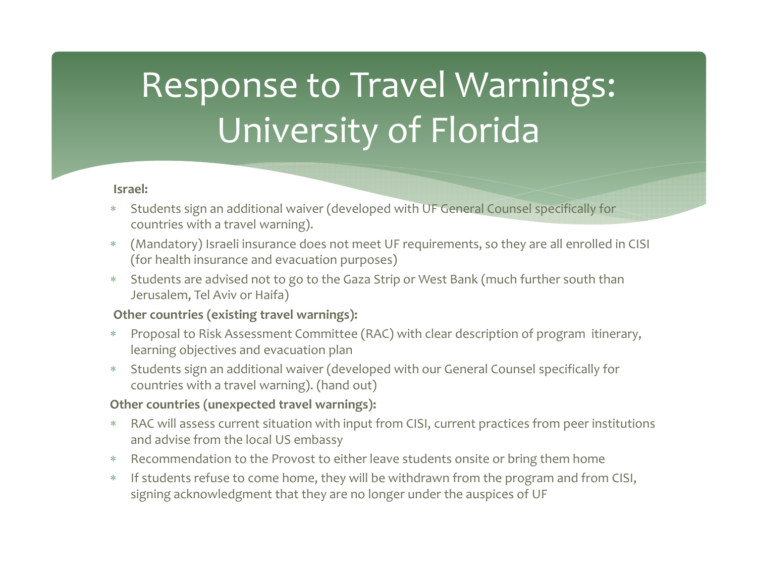# Response to Travel Warnings: University of Florida

**Israel:**

- Students sign an additional waiver (developed with UF General Counsel specifically for countries with a travel warning).
- (Mandatory) Israeli insurance does not meet UF requirements, so they are all enrolled in CISI (for health insurance and evacuation purposes)
- Students are advised not to go to the Gaza Strip or West Bank (much further south than Jerusalem, Tel Aviv or Haifa)

**Other countries (existing travel warnings):**

- Proposal to Risk Assessment Committee (RAC) with clear description of program itinerary, learning objectives and evacuation plan
- Students sign an additional waiver (developed with our General Counsel specifically for countries with a travel warning). (hand out)

**Other countries (unexpected travel warnings):**

- RAC will assess current situation with input from CISI, current practices from peer institutions and advise from the local US embassy
- Recommendation to the Provost to either leave students onsite or bring them home
- If students refuse to come home, they will be withdrawn from the program and from CISI, signing acknowledgment that they are no longer under the auspices of UF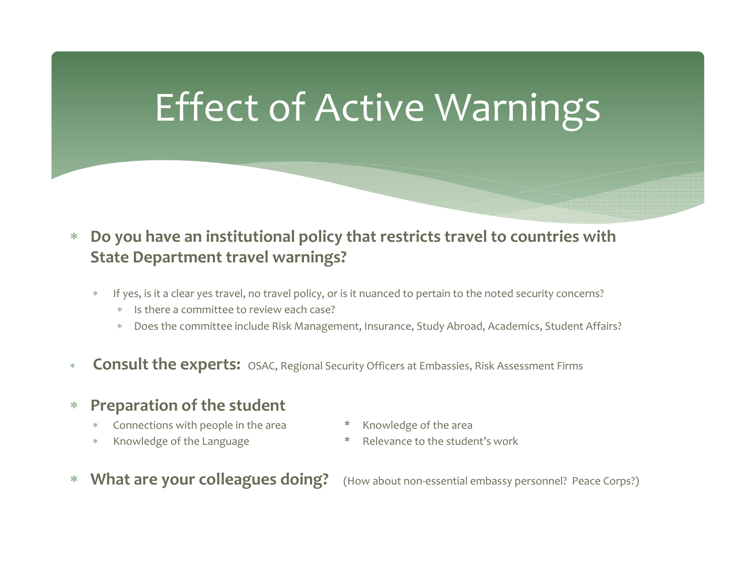# Effect of Active Warnings

- **Do you have an institutional policy that restricts travel to countries with State Department travel warnings?**
  - If yes, is it a clear yes travel, no travel policy, or is it nuanced to pertain to the noted security concerns?
    - Is there a committee to review each case?
    - Does the committee include Risk Management, Insurance, Study Abroad, Academics, Student Affairs?
- **Consult the experts:** OSAC, Regional Security Officers at Embassies, Risk Assessment Firms
- **Preparation of the student**
  - Connections with people in the area
  - Knowledge of the Language
  - Knowledge of the area
  - Relevance to the student's work
- **What are your colleagues doing?** (How about non-essential embassy personnel? Peace Corps?)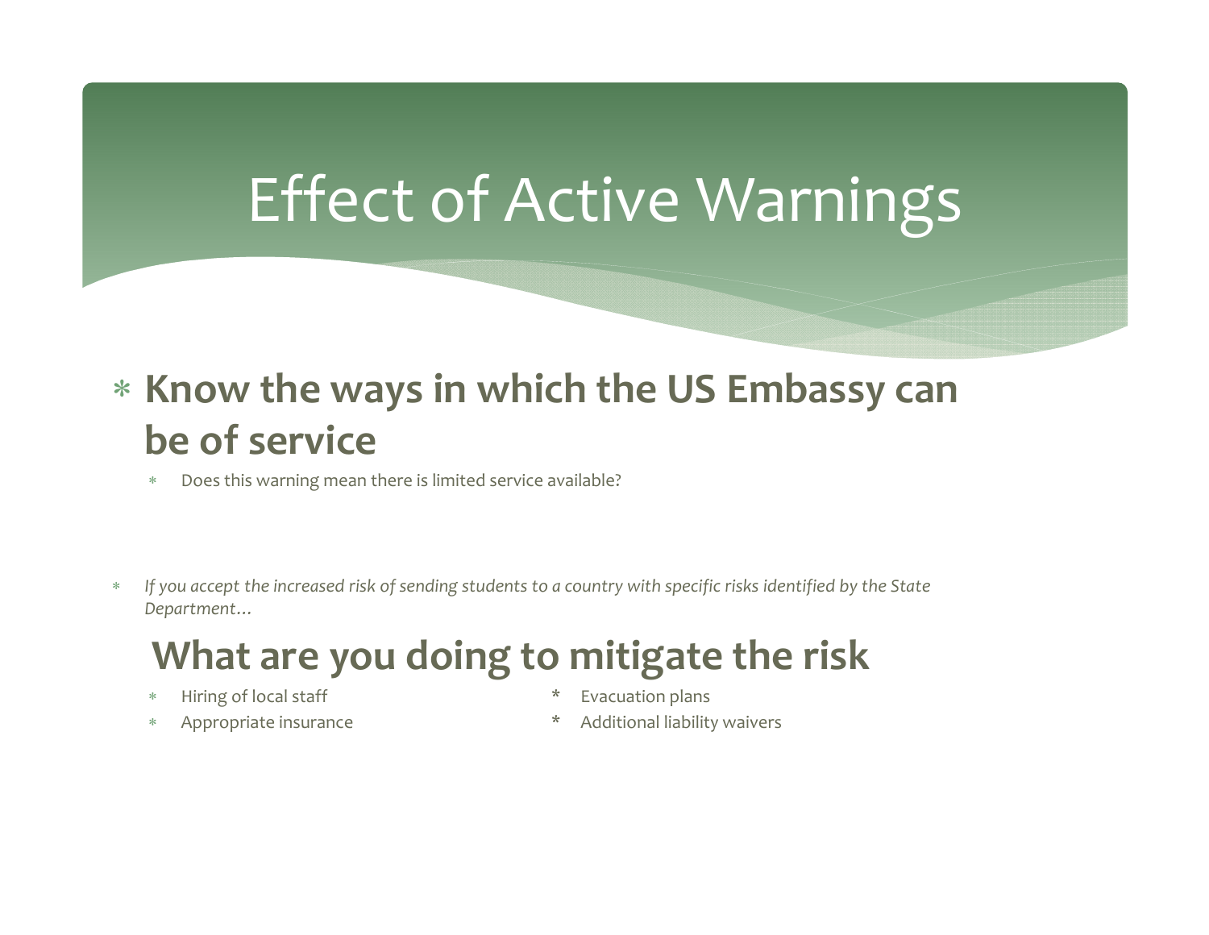# Effect of Active Warnings

- **Know the ways in which the US Embassy can be of service**
  - Does this warning mean there is limited service available?

- *If you accept the increased risk of sending students to a country with specific risks identified by the State Department…*

## What are you doing to mitigate the risk

- Hiring of local staff
- Appropriate insurance
- Evacuation plans
- Additional liability waivers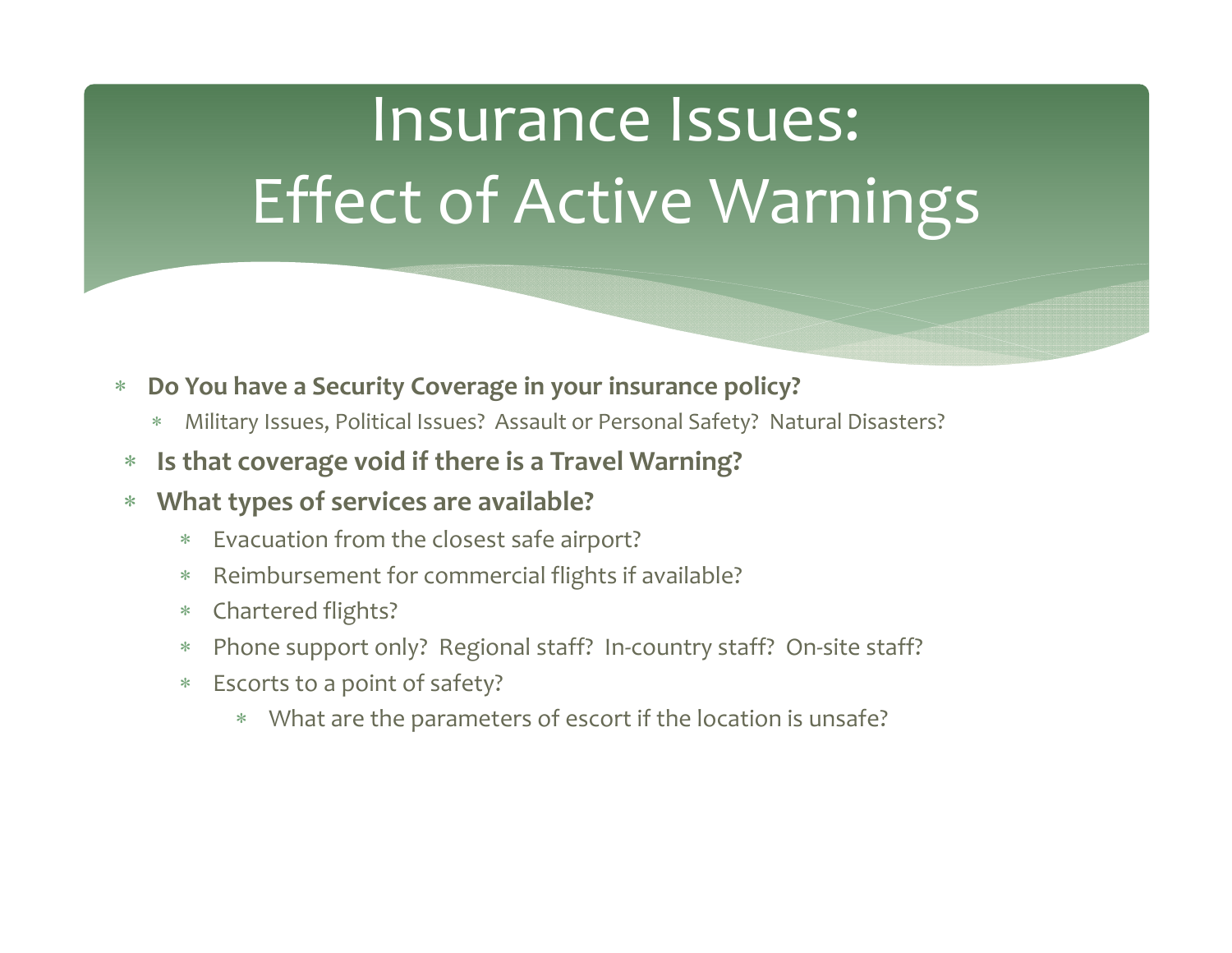# Insurance Issues: Effect of Active Warnings

- **Do You have a Security Coverage in your insurance policy?**
  - Military Issues, Political Issues? Assault or Personal Safety? Natural Disasters?
- **Is that coverage void if there is a Travel Warning?**
- **What types of services are available?**
  - Evacuation from the closest safe airport?
  - Reimbursement for commercial flights if available?
  - Chartered flights?
  - Phone support only? Regional staff? In-country staff? On-site staff?
  - Escorts to a point of safety?
    - What are the parameters of escort if the location is unsafe?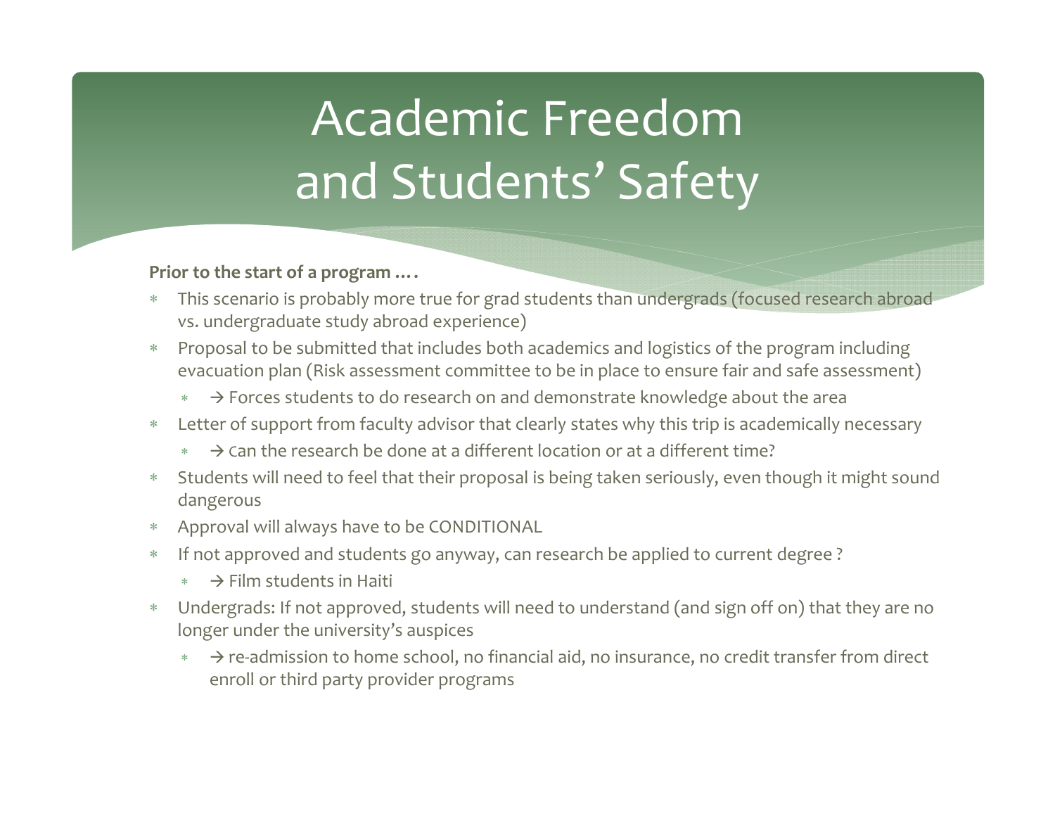# Academic Freedom and Students' Safety

**Prior to the start of a program ….**

- This scenario is probably more true for grad students than undergrads (focused research abroad vs. undergraduate study abroad experience)
- Proposal to be submitted that includes both academics and logistics of the program including evacuation plan (Risk assessment committee to be in place to ensure fair and safe assessment)
  - → Forces students to do research on and demonstrate knowledge about the area
- Letter of support from faculty advisor that clearly states why this trip is academically necessary
  - → Can the research be done at a different location or at a different time?
- Students will need to feel that their proposal is being taken seriously, even though it might sound dangerous
- Approval will always have to be CONDITIONAL
- If not approved and students go anyway, can research be applied to current degree ?
  - → Film students in Haiti
- Undergrads: If not approved, students will need to understand (and sign off on) that they are no longer under the university's auspices
  - → re-admission to home school, no financial aid, no insurance, no credit transfer from direct enroll or third party provider programs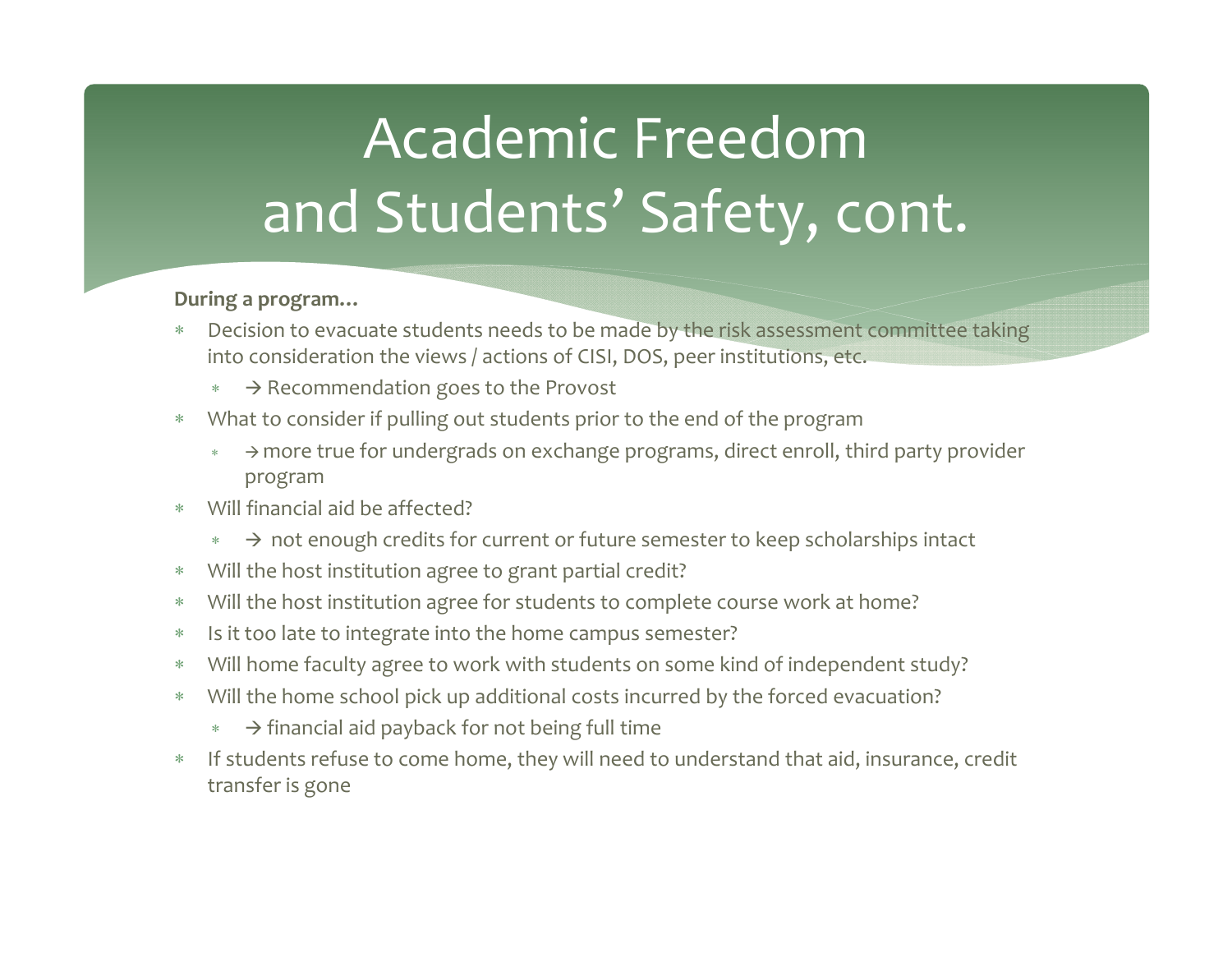# Academic Freedom and Students' Safety, cont.

**During a program…**

- Decision to evacuate students needs to be made by the risk assessment committee taking into consideration the views / actions of CISI, DOS, peer institutions, etc.
  - → Recommendation goes to the Provost
- What to consider if pulling out students prior to the end of the program
  - → more true for undergrads on exchange programs, direct enroll, third party provider program
- Will financial aid be affected?
  - → not enough credits for current or future semester to keep scholarships intact
- Will the host institution agree to grant partial credit?
- Will the host institution agree for students to complete course work at home?
- Is it too late to integrate into the home campus semester?
- Will home faculty agree to work with students on some kind of independent study?
- Will the home school pick up additional costs incurred by the forced evacuation?
  - → financial aid payback for not being full time
- If students refuse to come home, they will need to understand that aid, insurance, credit transfer is gone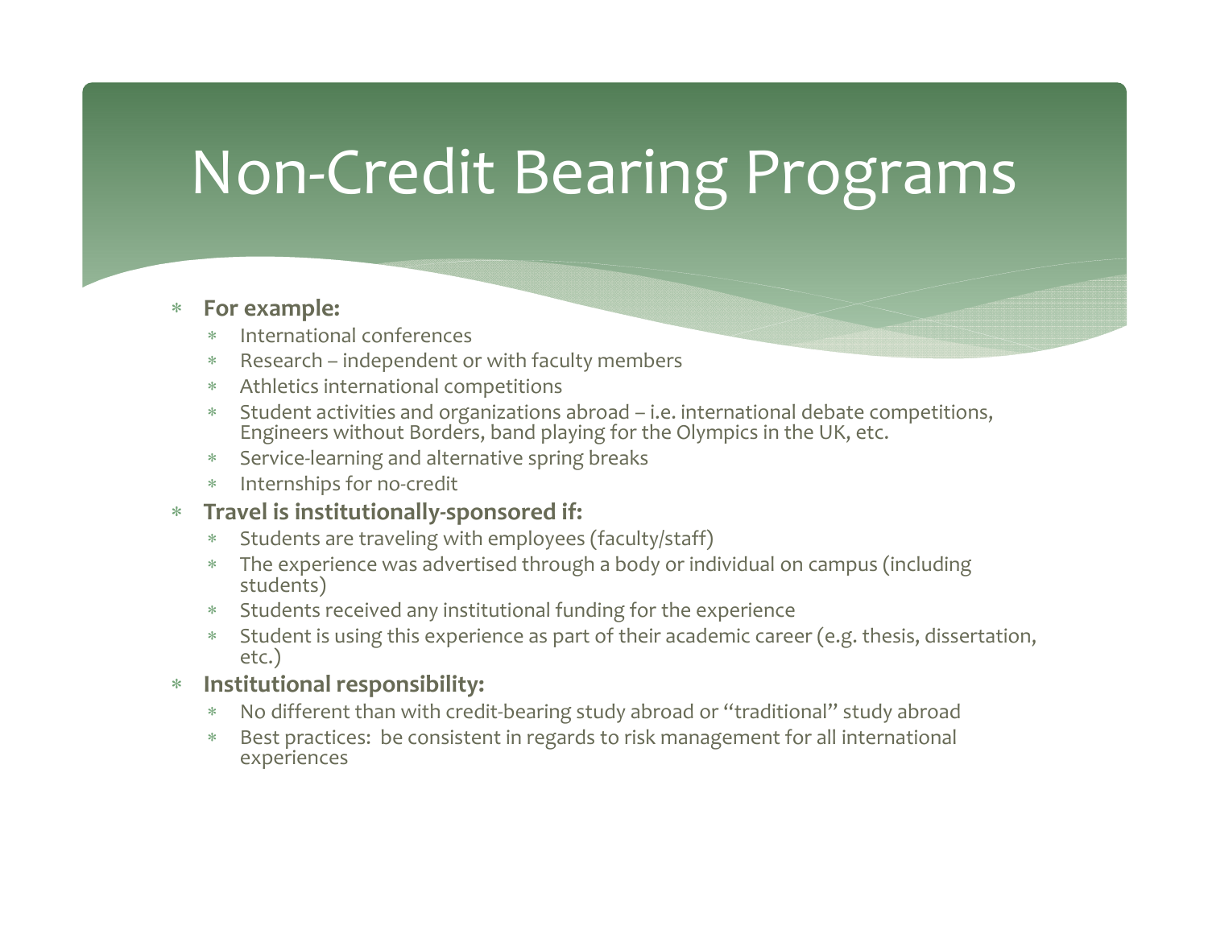# Non-Credit Bearing Programs

- **For example:**
  - International conferences
  - Research – independent or with faculty members
  - Athletics international competitions
  - Student activities and organizations abroad – i.e. international debate competitions, Engineers without Borders, band playing for the Olympics in the UK, etc.
  - Service-learning and alternative spring breaks
  - Internships for no-credit
- **Travel is institutionally-sponsored if:**
  - Students are traveling with employees (faculty/staff)
  - The experience was advertised through a body or individual on campus (including students)
  - Students received any institutional funding for the experience
  - Student is using this experience as part of their academic career (e.g. thesis, dissertation, etc.)
- **Institutional responsibility:**
  - No different than with credit-bearing study abroad or "traditional" study abroad
  - Best practices: be consistent in regards to risk management for all international experiences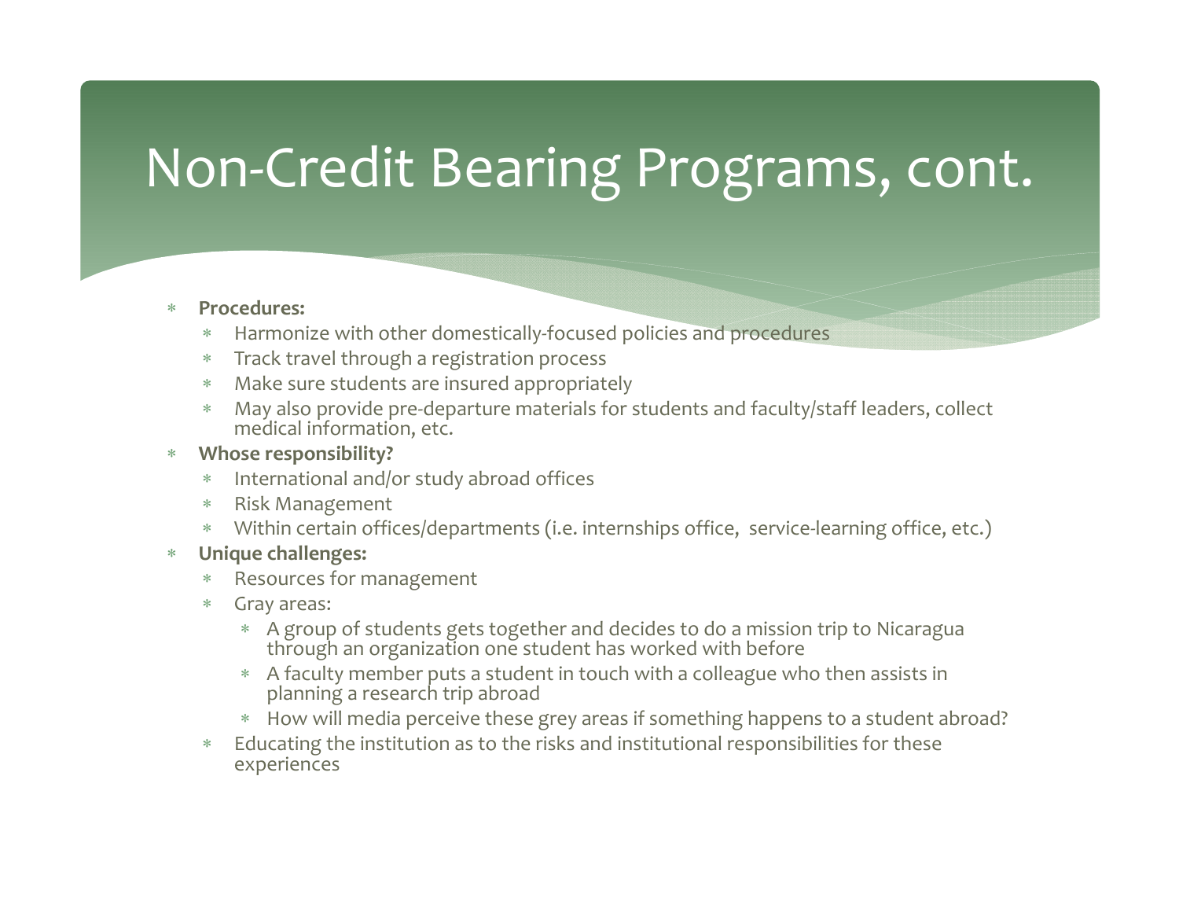# Non-Credit Bearing Programs, cont.

- **Procedures:**
  - Harmonize with other domestically-focused policies and procedures
  - Track travel through a registration process
  - Make sure students are insured appropriately
  - May also provide pre-departure materials for students and faculty/staff leaders, collect medical information, etc.
- **Whose responsibility?**
  - International and/or study abroad offices
  - Risk Management
  - Within certain offices/departments (i.e. internships office, service-learning office, etc.)
- **Unique challenges:**
  - Resources for management
  - Gray areas:
    - A group of students gets together and decides to do a mission trip to Nicaragua through an organization one student has worked with before
    - A faculty member puts a student in touch with a colleague who then assists in planning a research trip abroad
    - How will media perceive these grey areas if something happens to a student abroad?
  - Educating the institution as to the risks and institutional responsibilities for these experiences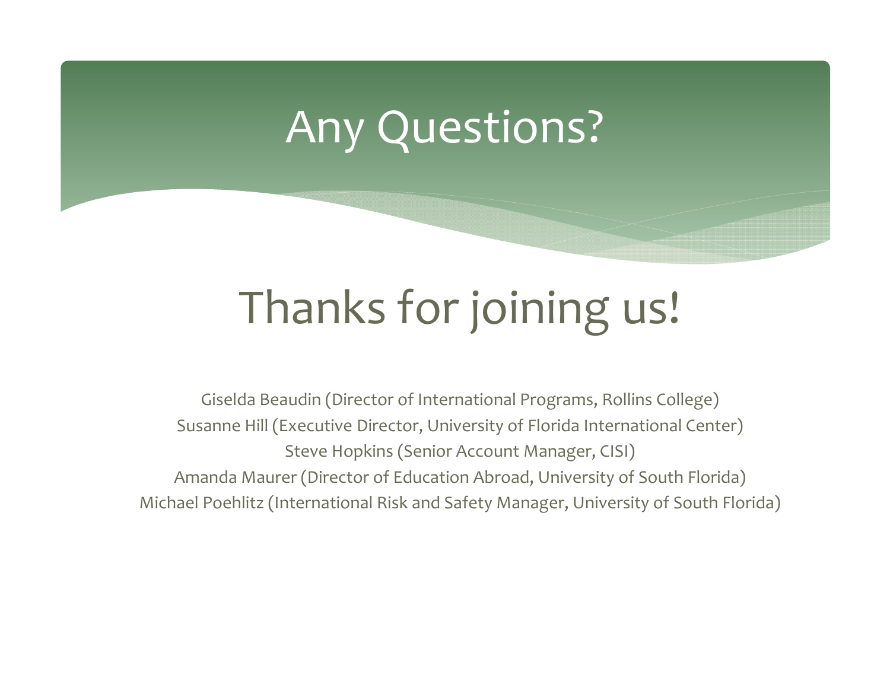# Any Questions?

## Thanks for joining us!

Giselda Beaudin (Director of International Programs, Rollins College)
Susanne Hill (Executive Director, University of Florida International Center)
Steve Hopkins (Senior Account Manager, CISI)
Amanda Maurer (Director of Education Abroad, University of South Florida)
Michael Poehlitz (International Risk and Safety Manager, University of South Florida)